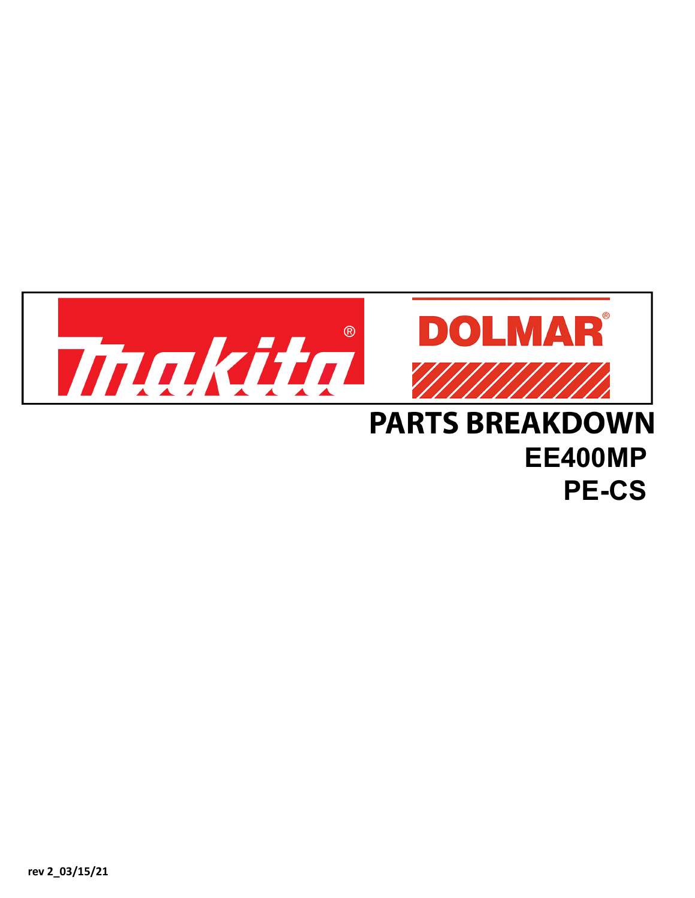Makita®

DOLMAR®

# PARTS BREAKDOWN

## EE400MP

## PE-CS

rev 2_03/15/21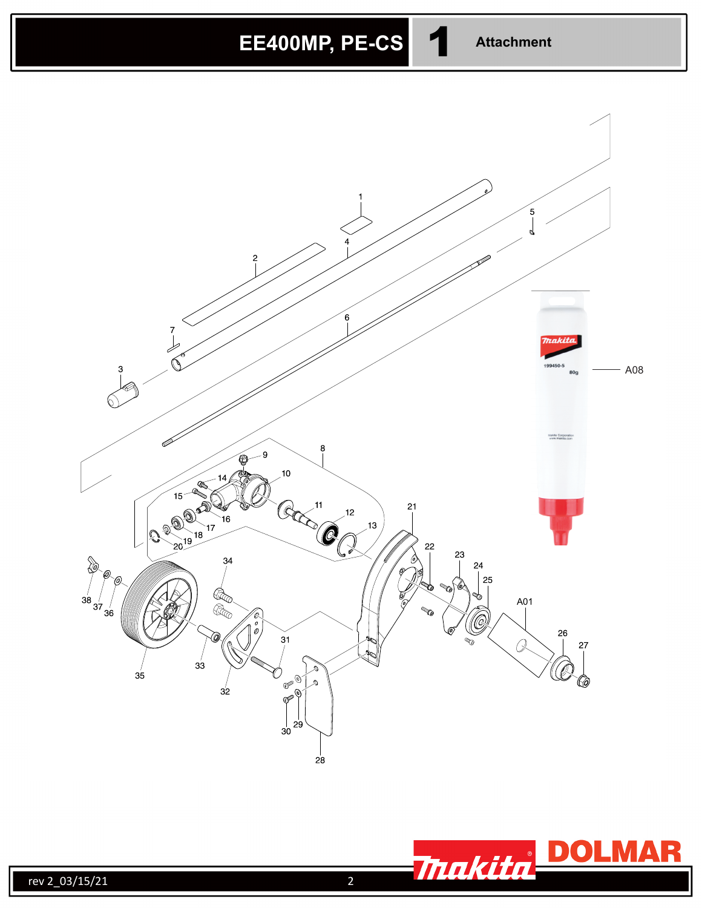# EE400MP, PE-CS

## 1 Attachment

1
2
3
4
5
6
7
8
9
10
11
12
13
14
15
16
17
18
19
20
21
22
23
24
25
26
27
28
29
30
31
32
33
34
35
36
37
38
A01
A08

rev 2_03/15/21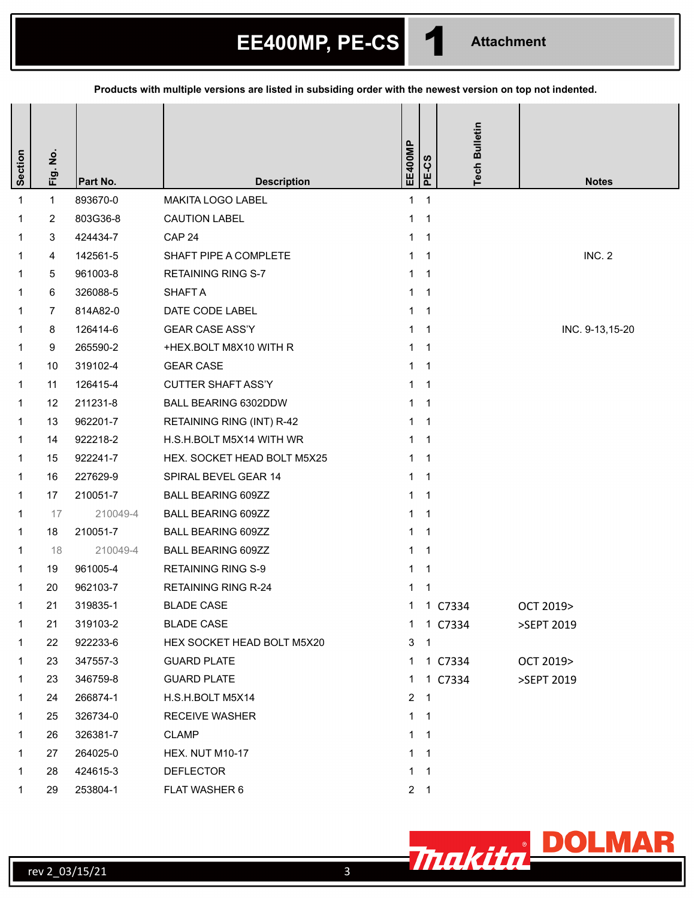# EE400MP, PE-CS

## 1 Attachment

**Products with multiple versions are listed in subsiding order with the newest version on top not indented.**

| Section | Fig. No. | Part No. | Description | EE400MP | PE-CS | Tech Bulletin | Notes |
|---|---|---|---|---|---|---|---|
| 1 | 1 | 893670-0 | MAKITA LOGO LABEL | 1 | 1 | | |
| 1 | 2 | 803G36-8 | CAUTION LABEL | 1 | 1 | | |
| 1 | 3 | 424434-7 | CAP 24 | 1 | 1 | | |
| 1 | 4 | 142561-5 | SHAFT PIPE A COMPLETE | 1 | 1 | | INC. 2 |
| 1 | 5 | 961003-8 | RETAINING RING S-7 | 1 | 1 | | |
| 1 | 6 | 326088-5 | SHAFT A | 1 | 1 | | |
| 1 | 7 | 814A82-0 | DATE CODE LABEL | 1 | 1 | | |
| 1 | 8 | 126414-6 | GEAR CASE ASS'Y | 1 | 1 | | INC. 9-13,15-20 |
| 1 | 9 | 265590-2 | +HEX.BOLT M8X10 WITH R | 1 | 1 | | |
| 1 | 10 | 319102-4 | GEAR CASE | 1 | 1 | | |
| 1 | 11 | 126415-4 | CUTTER SHAFT ASS'Y | 1 | 1 | | |
| 1 | 12 | 211231-8 | BALL BEARING 6302DDW | 1 | 1 | | |
| 1 | 13 | 962201-7 | RETAINING RING (INT) R-42 | 1 | 1 | | |
| 1 | 14 | 922218-2 | H.S.H.BOLT M5X14 WITH WR | 1 | 1 | | |
| 1 | 15 | 922241-7 | HEX. SOCKET HEAD BOLT M5X25 | 1 | 1 | | |
| 1 | 16 | 227629-9 | SPIRAL BEVEL GEAR 14 | 1 | 1 | | |
| 1 | 17 | 210051-7 | BALL BEARING 609ZZ | 1 | 1 | | |
| 1 | 17 | 210049-4 | BALL BEARING 609ZZ | 1 | 1 | | |
| 1 | 18 | 210051-7 | BALL BEARING 609ZZ | 1 | 1 | | |
| 1 | 18 | 210049-4 | BALL BEARING 609ZZ | 1 | 1 | | |
| 1 | 19 | 961005-4 | RETAINING RING S-9 | 1 | 1 | | |
| 1 | 20 | 962103-7 | RETAINING RING R-24 | 1 | 1 | | |
| 1 | 21 | 319835-1 | BLADE CASE | 1 | 1 | C7334 | OCT 2019> |
| 1 | 21 | 319103-2 | BLADE CASE | 1 | 1 | C7334 | >SEPT 2019 |
| 1 | 22 | 922233-6 | HEX SOCKET HEAD BOLT M5X20 | 3 | 1 | | |
| 1 | 23 | 347557-3 | GUARD PLATE | 1 | 1 | C7334 | OCT 2019> |
| 1 | 23 | 346759-8 | GUARD PLATE | 1 | 1 | C7334 | >SEPT 2019 |
| 1 | 24 | 266874-1 | H.S.H.BOLT M5X14 | 2 | 1 | | |
| 1 | 25 | 326734-0 | RECEIVE WASHER | 1 | 1 | | |
| 1 | 26 | 326381-7 | CLAMP | 1 | 1 | | |
| 1 | 27 | 264025-0 | HEX. NUT M10-17 | 1 | 1 | | |
| 1 | 28 | 424615-3 | DEFLECTOR | 1 | 1 | | |
| 1 | 29 | 253804-1 | FLAT WASHER 6 | 2 | 1 | | |

rev 2_03/15/21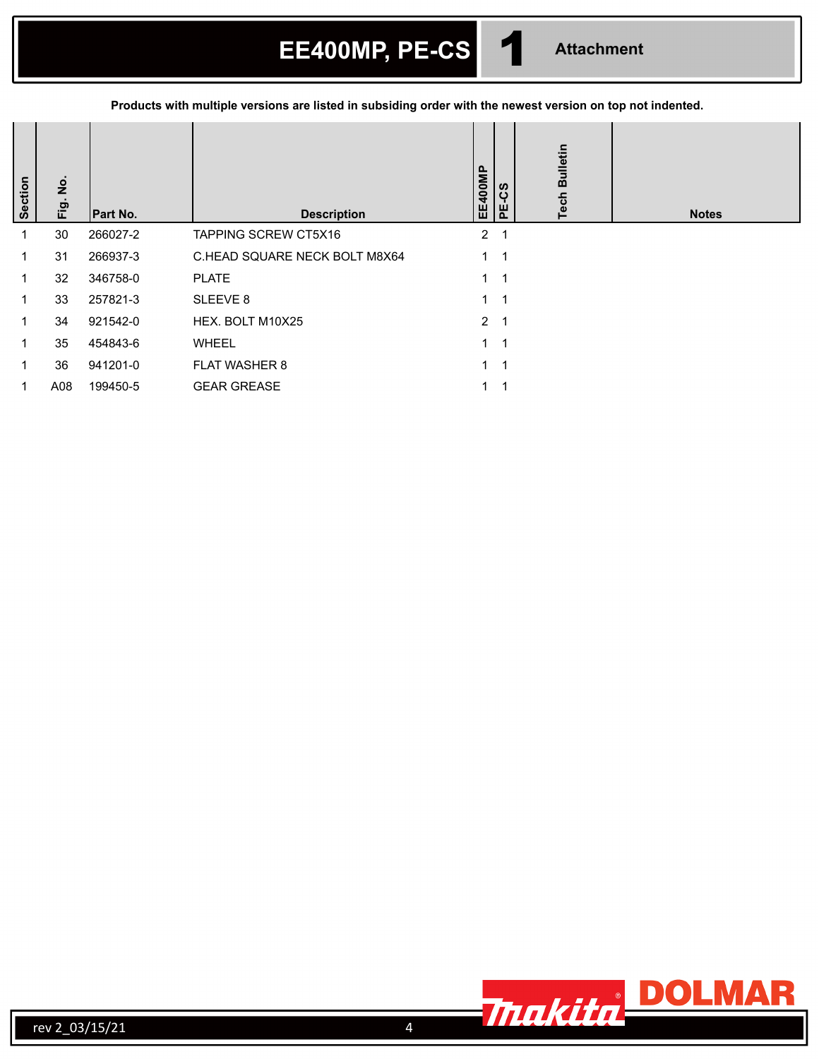# EE400MP, PE-CS

## 1 Attachment

**Products with multiple versions are listed in subsiding order with the newest version on top not indented.**

| Section | Fig. No. | Part No. | Description | EE400MP | PE-CS | Tech Bulletin | Notes |
|---|---|---|---|---|---|---|---|
| 1 | 30 | 266027-2 | TAPPING SCREW CT5X16 | 2 | 1 | | |
| 1 | 31 | 266937-3 | C.HEAD SQUARE NECK BOLT M8X64 | 1 | 1 | | |
| 1 | 32 | 346758-0 | PLATE | 1 | 1 | | |
| 1 | 33 | 257821-3 | SLEEVE 8 | 1 | 1 | | |
| 1 | 34 | 921542-0 | HEX. BOLT M10X25 | 2 | 1 | | |
| 1 | 35 | 454843-6 | WHEEL | 1 | 1 | | |
| 1 | 36 | 941201-0 | FLAT WASHER 8 | 1 | 1 | | |
| 1 | A08 | 199450-5 | GEAR GREASE | 1 | 1 | | |

rev 2_03/15/21